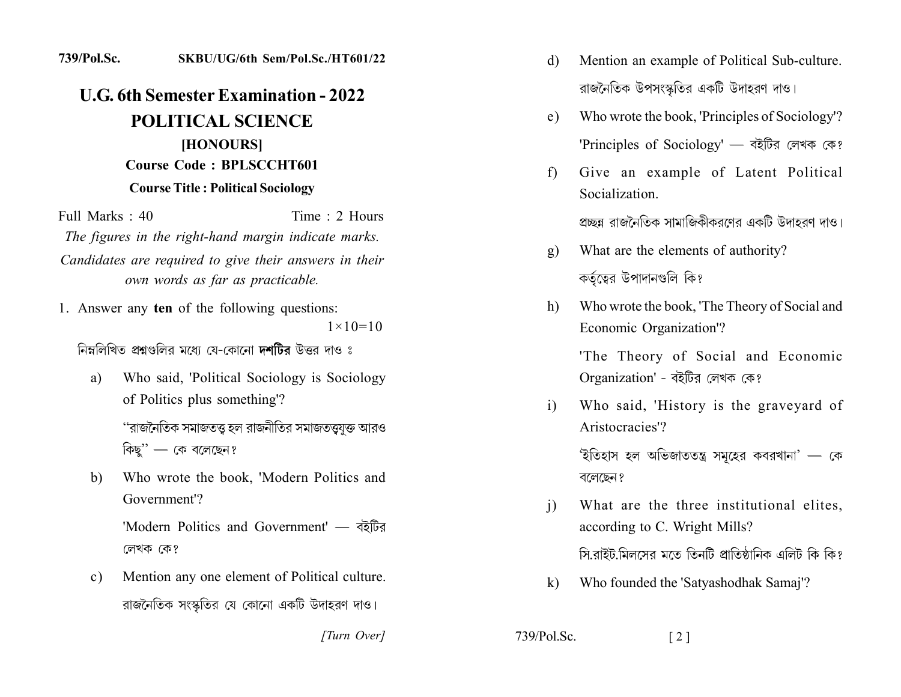739/Pol.Sc. SKBU/UG/6th Sem/Pol.Sc./HT601/22

# U.G. 6th Semester Examination - 2022

## POLITICAL SCIENCE

### [HONOURS]

**Course Code : BPLSCCHT601**

**Course Title : Political Sociology**

Full Marks : 40 Time : 2 Hours

*The figures in the right-hand margin indicate marks.*

*Candidates are required to give their answers in their own words as far as practicable.*

1. Answer any **ten** of the following questions: 1×10=10

   নিম্নলিখিত প্রশ্নগুলির মধ্যে যে-কোনো **দশটির** উত্তর দাও ঃ

   a) Who said, 'Political Sociology is Sociology of Politics plus something'?

      ''রাজনৈতিক সমাজতত্ত্ব হল রাজনীতির সমাজতত্ত্বযুক্ত আরও কিছু'' — কে বলেছেন?

   b) Who wrote the book, 'Modern Politics and Government'?

      'Modern Politics and Government' — বইটির লেখক কে?

   c) Mention any one element of Political culture.

      রাজনৈতিক সংস্কৃতির যে কোনো একটি উদাহরণ দাও।

   d) Mention an example of Political Sub-culture.

      রাজনৈতিক উপসংস্কৃতির একটি উদাহরণ দাও।

   e) Who wrote the book, 'Principles of Sociology'?

      'Principles of Sociology' — বইটির লেখক কে?

   f) Give an example of Latent Political Socialization.

      প্রচ্ছন্ন রাজনৈতিক সামাজিকীকরণের একটি উদাহরণ দাও।

   g) What are the elements of authority?

      কর্তৃত্বের উপাদানগুলি কি?

   h) Who wrote the book, 'The Theory of Social and Economic Organization'?

      'The Theory of Social and Economic Organization' - বইটির লেখক কে?

   i) Who said, 'History is the graveyard of Aristocracies'?

      'ইতিহাস হল অভিজাততন্ত্র সমূহের কবরখানা' — কে বলেছেন?

   j) What are the three institutional elites, according to C. Wright Mills?

      সি.রাইট.মিলসের মতে তিনটি প্রাতিষ্ঠানিক এলিট কি কি?

   k) Who founded the 'Satyashodhak Samaj'?

[Turn Over]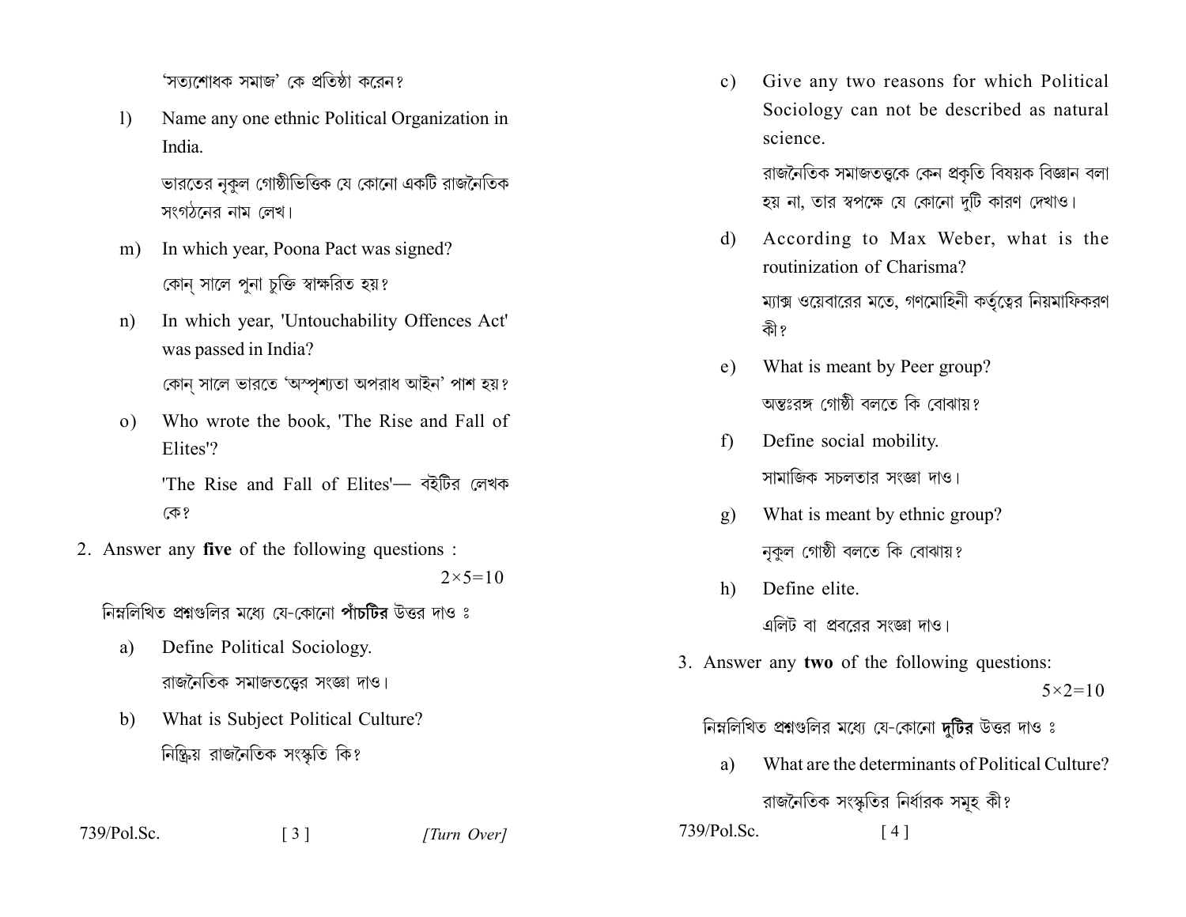'সত্যশোধক সমাজ' কে প্রতিষ্ঠা করেন?

l) Name any one ethnic Political Organization in India.

ভারতের নৃকুল গোষ্ঠীভিত্তিক যে কোনো একটি রাজনৈতিক সংগঠনের নাম লেখ।

m) In which year, Poona Pact was signed?

কোন্ সালে পুনা চুক্তি স্বাক্ষরিত হয়?

n) In which year, 'Untouchability Offences Act' was passed in India?

কোন্ সালে ভারতে 'অস্পৃশ্যতা অপরাধ আইন' পাশ হয়?

o) Who wrote the book, 'The Rise and Fall of Elites'?

'The Rise and Fall of Elites'— বইটির লেখক কে?

2. Answer any **five** of the following questions : $2\times5=10$

নিম্নলিখিত প্রশ্নগুলির মধ্যে যে-কোনো **পাঁচটির** উত্তর দাও ঃ

a) Define Political Sociology.

রাজনৈতিক সমাজতত্ত্বের সংজ্ঞা দাও।

b) What is Subject Political Culture?

নিষ্ক্রিয় রাজনৈতিক সংস্কৃতি কি?

c) Give any two reasons for which Political Sociology can not be described as natural science.

রাজনৈতিক সমাজতত্ত্বকে কেন প্রকৃতি বিষয়ক বিজ্ঞান বলা হয় না, তার স্বপক্ষে যে কোনো দুটি কারণ দেখাও।

d) According to Max Weber, what is the routinization of Charisma?

ম্যাক্স ওয়েবারের মতে, গণমোহিনী কর্তৃত্বের নিয়মাফিকরণ কী?

e) What is meant by Peer group?

অন্তঃরঙ্গ গোষ্ঠী বলতে কি বোঝায়?

f) Define social mobility.

সামাজিক সচলতার সংজ্ঞা দাও।

g) What is meant by ethnic group?

নৃকুল গোষ্ঠী বলতে কি বোঝায়?

h) Define elite.

এলিট বা প্রবরের সংজ্ঞা দাও।

3. Answer any **two** of the following questions: $5\times2=10$

নিম্নলিখিত প্রশ্নগুলির মধ্যে যে-কোনো **দুটির** উত্তর দাও ঃ

a) What are the determinants of Political Culture?

রাজনৈতিক সংস্কৃতির নির্ধারক সমূহ কী?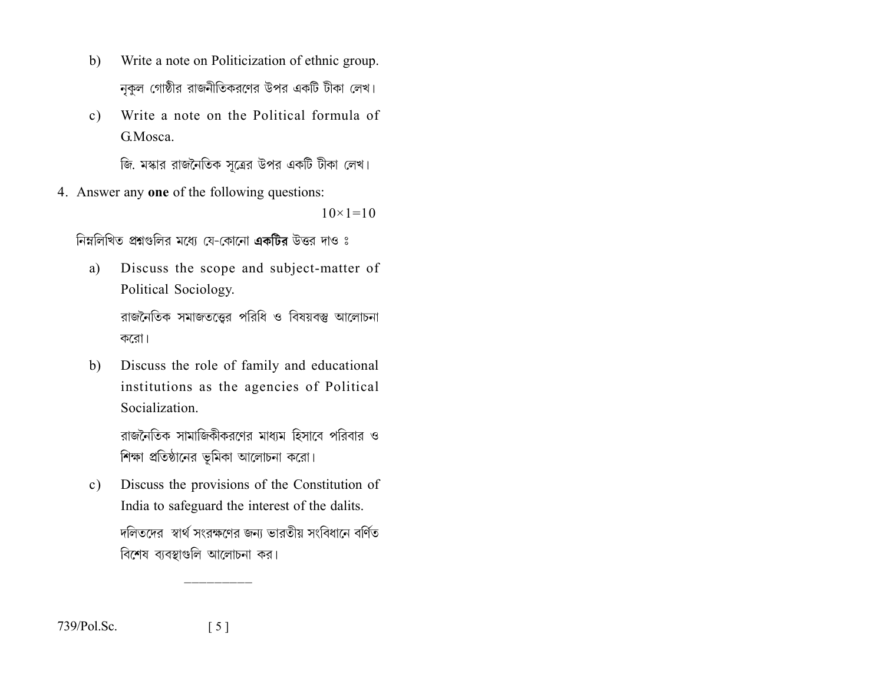b) Write a note on Politicization of ethnic group.

নৃকুল গোষ্ঠীর রাজনীতিকরণের উপর একটি টীকা লেখ।

c) Write a note on the Political formula of G.Mosca.

জি. মস্কার রাজনৈতিক সূত্রের উপর একটি টীকা লেখ।

4. Answer any **one** of the following questions: $10\times1=10$

নিম্নলিখিত প্রশ্নগুলির মধ্যে যে-কোনো **একটির** উত্তর দাও ঃ

a) Discuss the scope and subject-matter of Political Sociology.

রাজনৈতিক সমাজতত্ত্বের পরিধি ও বিষয়বস্তু আলোচনা করো।

b) Discuss the role of family and educational institutions as the agencies of Political Socialization.

রাজনৈতিক সামাজিকীকরণের মাধ্যম হিসাবে পরিবার ও শিক্ষা প্রতিষ্ঠানের ভূমিকা আলোচনা করো।

c) Discuss the provisions of the Constitution of India to safeguard the interest of the dalits.

দলিতদের স্বার্থ সংরক্ষণের জন্য ভারতীয় সংবিধানে বর্ণিত বিশেষ ব্যবস্থাগুলি আলোচনা কর।

---

739/Pol.Sc.